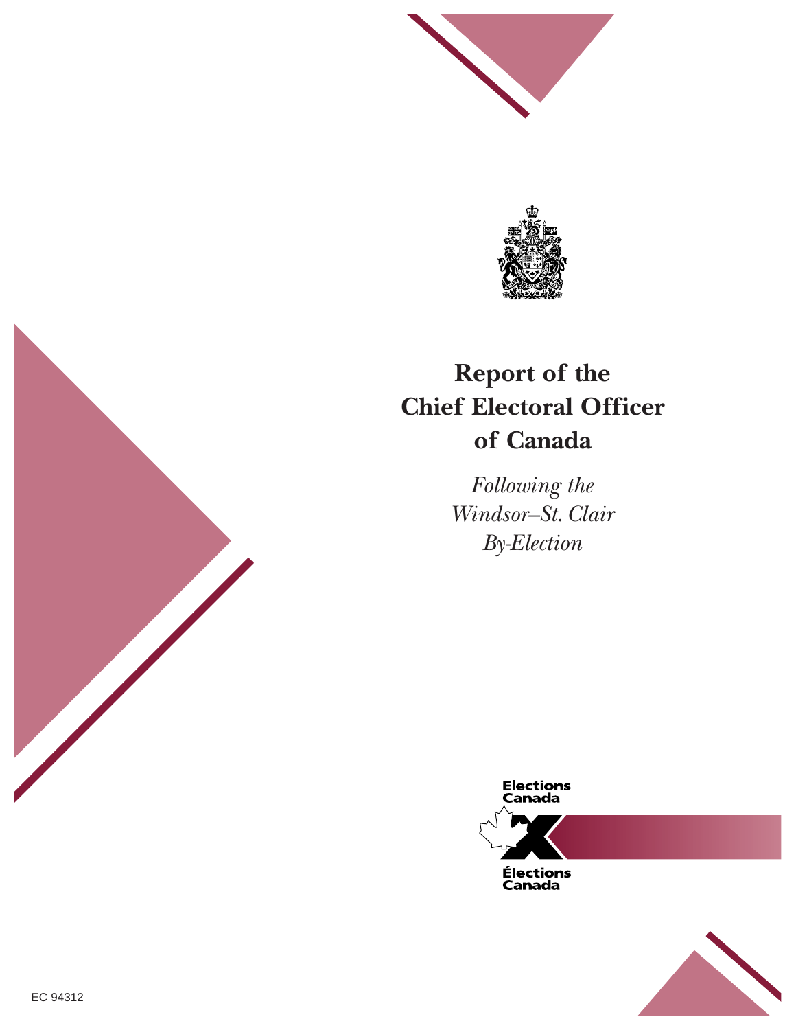# Report of the Chief Electoral Officer of Canada

*Following the Windsor–St. Clair By-Election*

Elections Canada

Élections Canada

EC 94312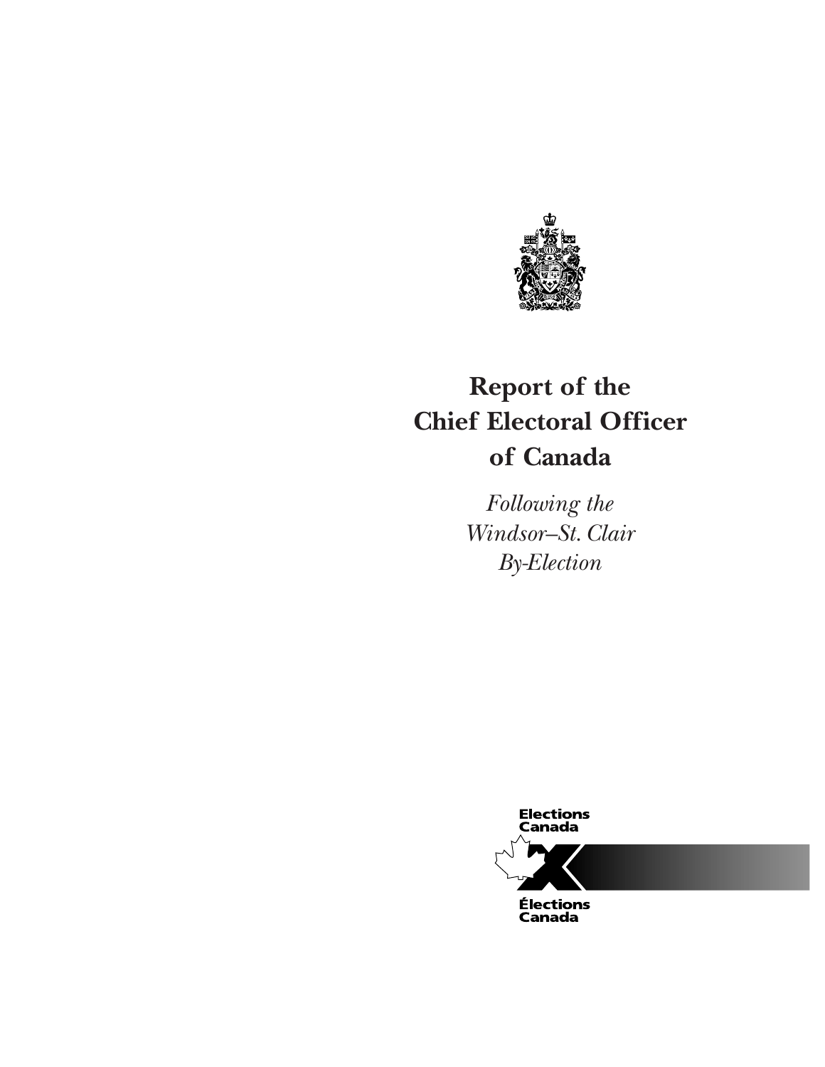# Report of the Chief Electoral Officer of Canada

*Following the Windsor–St. Clair By-Election*

Elections Canada

Élections Canada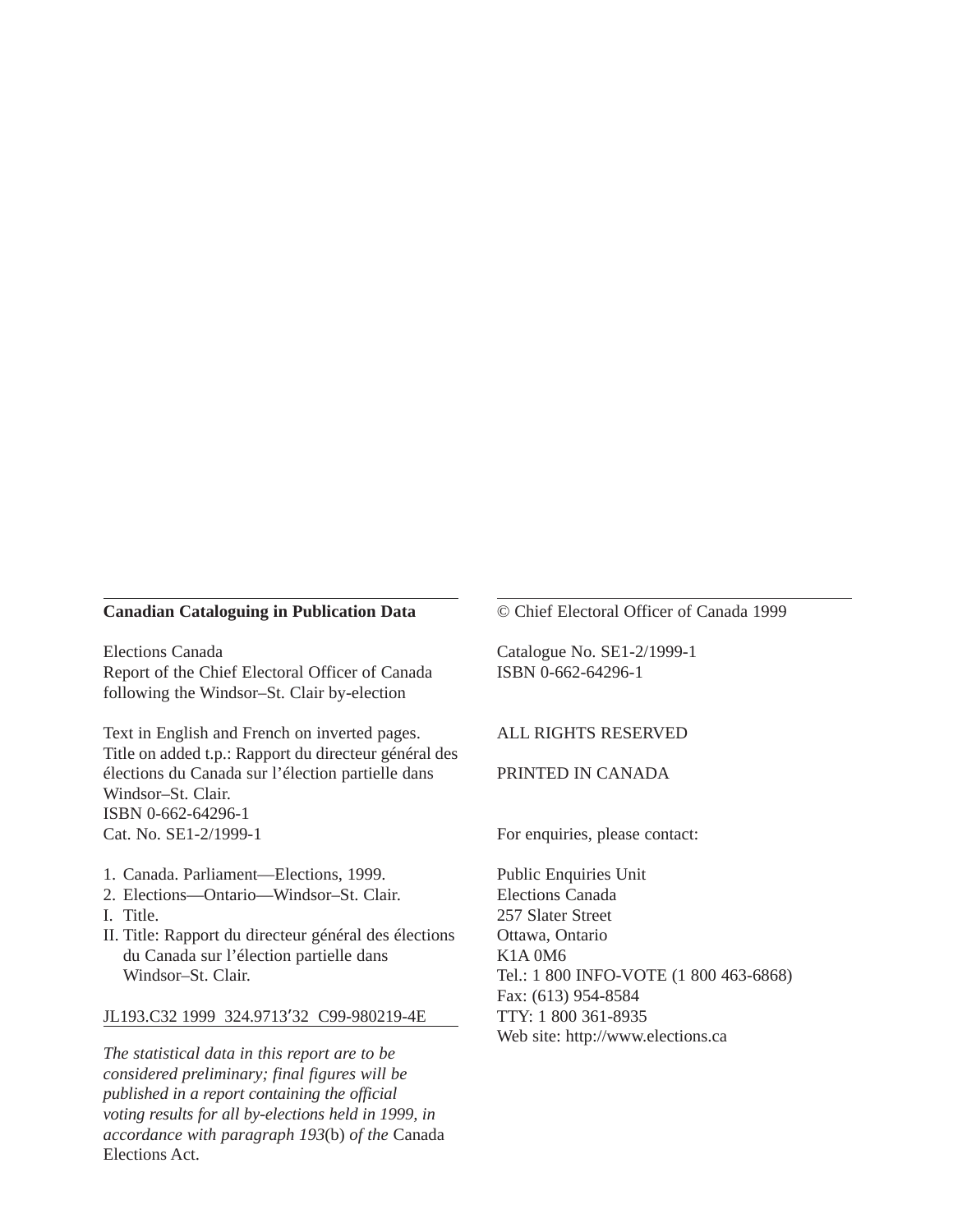**Canadian Cataloguing in Publication Data**

Elections Canada
Report of the Chief Electoral Officer of Canada following the Windsor–St. Clair by-election

Text in English and French on inverted pages.
Title on added t.p.: Rapport du directeur général des élections du Canada sur l'élection partielle dans Windsor–St. Clair.
ISBN 0-662-64296-1
Cat. No. SE1-2/1999-1

1. Canada. Parliament—Elections, 1999.
2. Elections—Ontario—Windsor–St. Clair.

I. Title.
II. Title: Rapport du directeur général des élections du Canada sur l'élection partielle dans Windsor–St. Clair.

JL193.C32 1999 324.9713′32 C99-980219-4E

*The statistical data in this report are to be considered preliminary; final figures will be published in a report containing the official voting results for all by-elections held in 1999, in accordance with paragraph 193*(b) *of the* Canada Elections Act.

© Chief Electoral Officer of Canada 1999

Catalogue No. SE1-2/1999-1
ISBN 0-662-64296-1

ALL RIGHTS RESERVED

PRINTED IN CANADA

For enquiries, please contact:

Public Enquiries Unit
Elections Canada
257 Slater Street
Ottawa, Ontario
K1A 0M6
Tel.: 1 800 INFO-VOTE (1 800 463-6868)
Fax: (613) 954-8584
TTY: 1 800 361-8935
Web site: http://www.elections.ca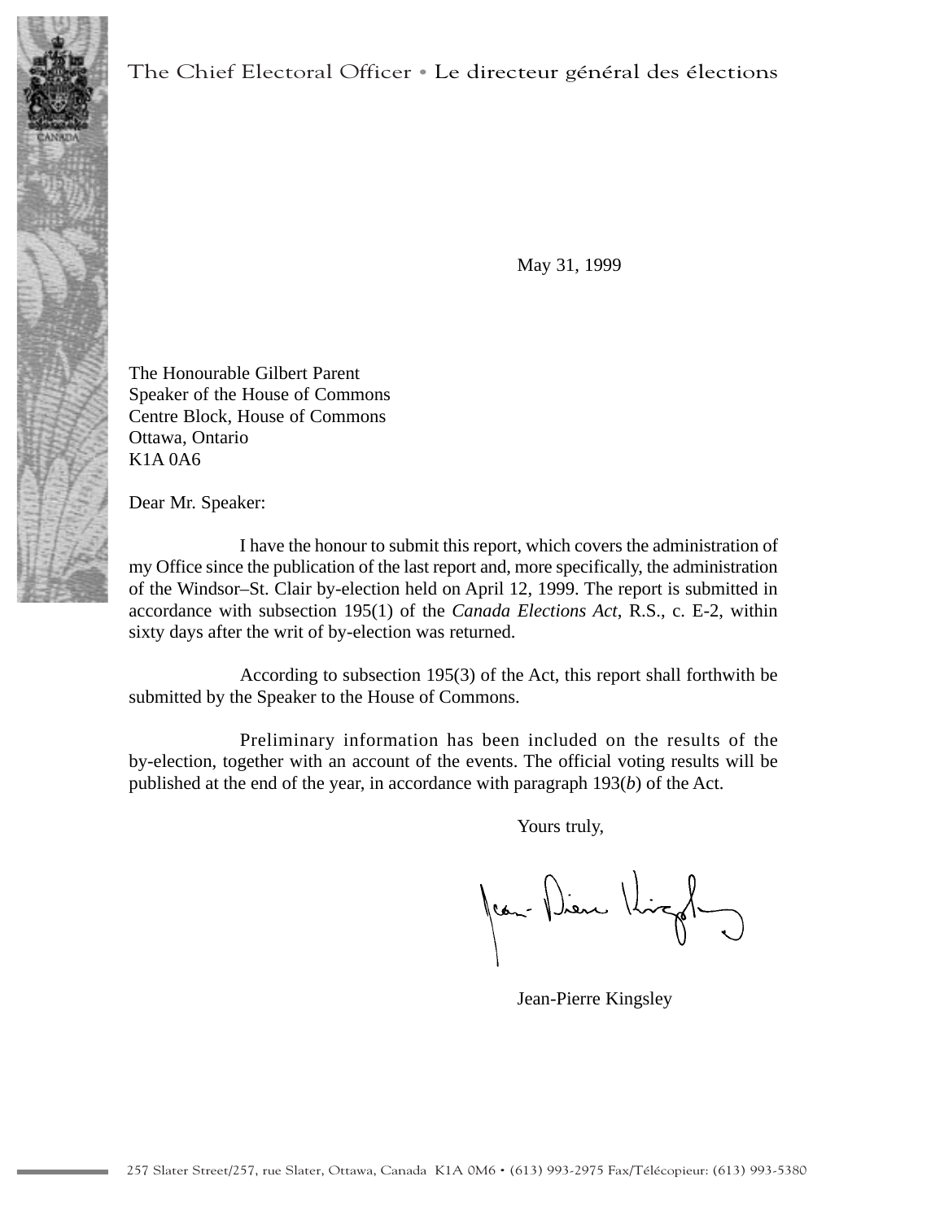The Chief Electoral Officer • Le directeur général des élections

May 31, 1999

The Honourable Gilbert Parent
Speaker of the House of Commons
Centre Block, House of Commons
Ottawa, Ontario
K1A 0A6

Dear Mr. Speaker:

I have the honour to submit this report, which covers the administration of my Office since the publication of the last report and, more specifically, the administration of the Windsor–St. Clair by-election held on April 12, 1999. The report is submitted in accordance with subsection 195(1) of the *Canada Elections Act*, R.S., c. E-2, within sixty days after the writ of by-election was returned.

According to subsection 195(3) of the Act, this report shall forthwith be submitted by the Speaker to the House of Commons.

Preliminary information has been included on the results of the by-election, together with an account of the events. The official voting results will be published at the end of the year, in accordance with paragraph 193(*b*) of the Act.

Yours truly,

Jean-Pierre Kingsley

257 Slater Street/257, rue Slater, Ottawa, Canada K1A 0M6 • (613) 993-2975 Fax/Télécopieur: (613) 993-5380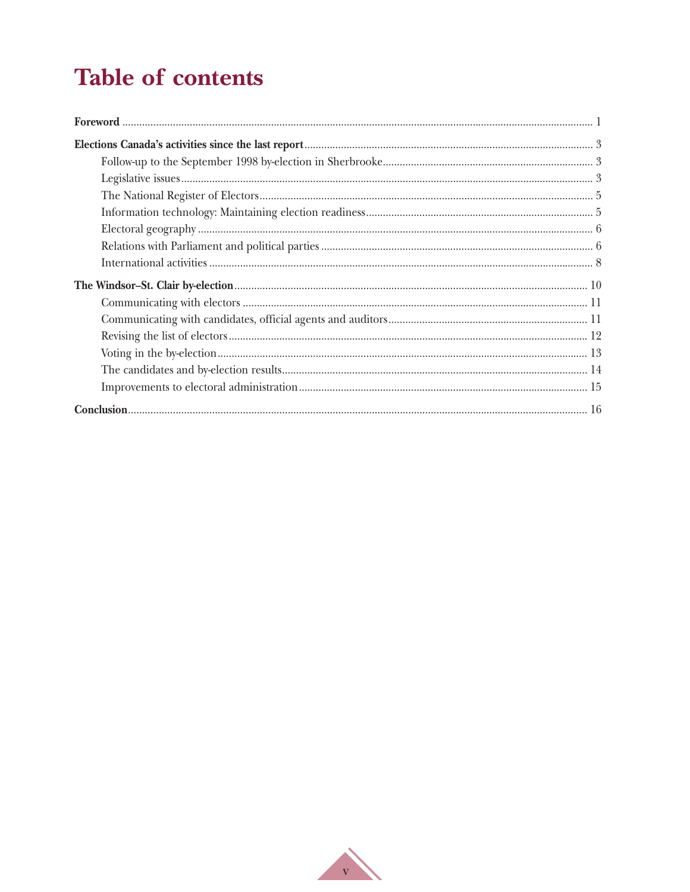# Table of contents

**Foreword** ..... 1

**Elections Canada's activities since the last report** ..... 3

- Follow-up to the September 1998 by-election in Sherbrooke ..... 3
- Legislative issues ..... 3
- The National Register of Electors ..... 5
- Information technology: Maintaining election readiness ..... 5
- Electoral geography ..... 6
- Relations with Parliament and political parties ..... 6
- International activities ..... 8

**The Windsor–St. Clair by-election** ..... 10

- Communicating with electors ..... 11
- Communicating with candidates, official agents and auditors ..... 11
- Revising the list of electors ..... 12
- Voting in the by-election ..... 13
- The candidates and by-election results ..... 14
- Improvements to electoral administration ..... 15

**Conclusion** ..... 16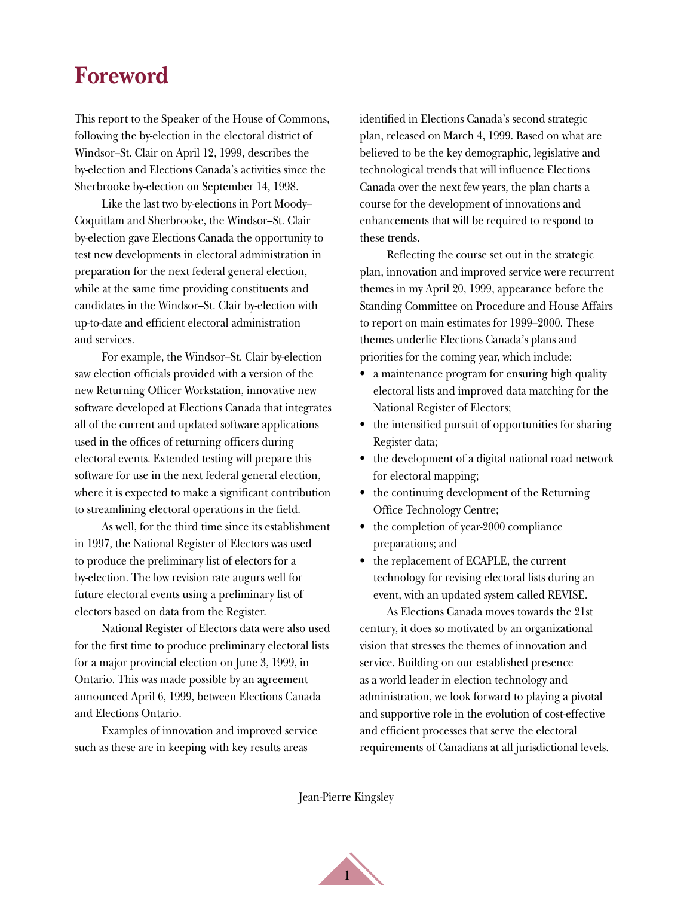# Foreword

This report to the Speaker of the House of Commons, following the by-election in the electoral district of Windsor–St. Clair on April 12, 1999, describes the by-election and Elections Canada's activities since the Sherbrooke by-election on September 14, 1998.

Like the last two by-elections in Port Moody–Coquitlam and Sherbrooke, the Windsor–St. Clair by-election gave Elections Canada the opportunity to test new developments in electoral administration in preparation for the next federal general election, while at the same time providing constituents and candidates in the Windsor–St. Clair by-election with up-to-date and efficient electoral administration and services.

For example, the Windsor–St. Clair by-election saw election officials provided with a version of the new Returning Officer Workstation, innovative new software developed at Elections Canada that integrates all of the current and updated software applications used in the offices of returning officers during electoral events. Extended testing will prepare this software for use in the next federal general election, where it is expected to make a significant contribution to streamlining electoral operations in the field.

As well, for the third time since its establishment in 1997, the National Register of Electors was used to produce the preliminary list of electors for a by-election. The low revision rate augurs well for future electoral events using a preliminary list of electors based on data from the Register.

National Register of Electors data were also used for the first time to produce preliminary electoral lists for a major provincial election on June 3, 1999, in Ontario. This was made possible by an agreement announced April 6, 1999, between Elections Canada and Elections Ontario.

Examples of innovation and improved service such as these are in keeping with key results areas identified in Elections Canada's second strategic plan, released on March 4, 1999. Based on what are believed to be the key demographic, legislative and technological trends that will influence Elections Canada over the next few years, the plan charts a course for the development of innovations and enhancements that will be required to respond to these trends.

Reflecting the course set out in the strategic plan, innovation and improved service were recurrent themes in my April 20, 1999, appearance before the Standing Committee on Procedure and House Affairs to report on main estimates for 1999–2000. These themes underlie Elections Canada's plans and priorities for the coming year, which include:

- a maintenance program for ensuring high quality electoral lists and improved data matching for the National Register of Electors;
- the intensified pursuit of opportunities for sharing Register data;
- the development of a digital national road network for electoral mapping;
- the continuing development of the Returning Office Technology Centre;
- the completion of year-2000 compliance preparations; and
- the replacement of ECAPLE, the current technology for revising electoral lists during an event, with an updated system called REVISE.

As Elections Canada moves towards the 21st century, it does so motivated by an organizational vision that stresses the themes of innovation and service. Building on our established presence as a world leader in election technology and administration, we look forward to playing a pivotal and supportive role in the evolution of cost-effective and efficient processes that serve the electoral requirements of Canadians at all jurisdictional levels.

Jean-Pierre Kingsley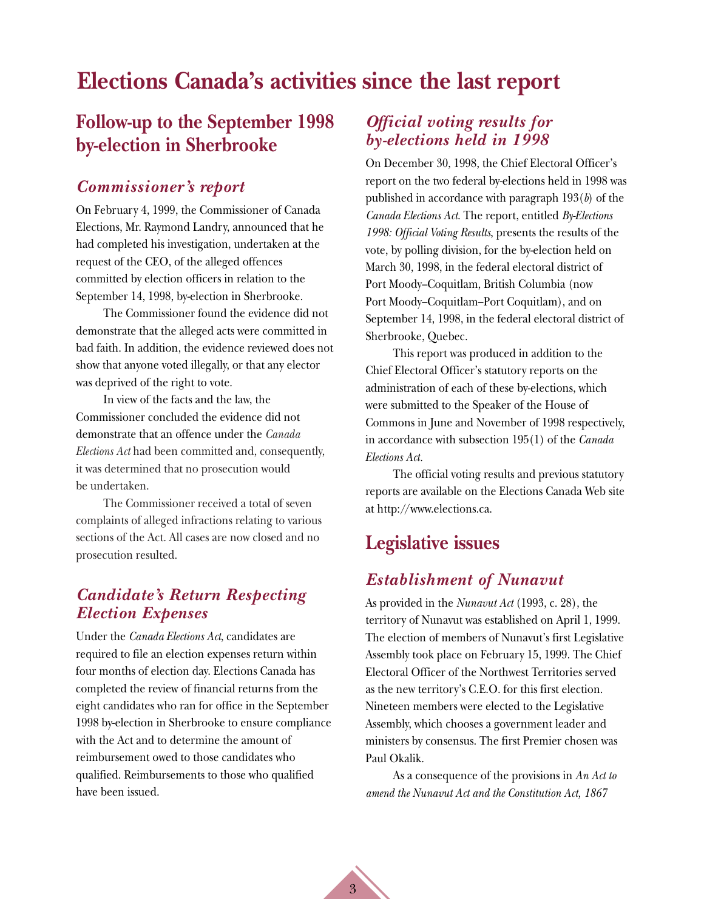# Elections Canada's activities since the last report

## Follow-up to the September 1998 by-election in Sherbrooke

### *Commissioner's report*

On February 4, 1999, the Commissioner of Canada Elections, Mr. Raymond Landry, announced that he had completed his investigation, undertaken at the request of the CEO, of the alleged offences committed by election officers in relation to the September 14, 1998, by-election in Sherbrooke.

The Commissioner found the evidence did not demonstrate that the alleged acts were committed in bad faith. In addition, the evidence reviewed does not show that anyone voted illegally, or that any elector was deprived of the right to vote.

In view of the facts and the law, the Commissioner concluded the evidence did not demonstrate that an offence under the *Canada Elections Act* had been committed and, consequently, it was determined that no prosecution would be undertaken.

The Commissioner received a total of seven complaints of alleged infractions relating to various sections of the Act. All cases are now closed and no prosecution resulted.

### *Candidate's Return Respecting Election Expenses*

Under the *Canada Elections Act*, candidates are required to file an election expenses return within four months of election day. Elections Canada has completed the review of financial returns from the eight candidates who ran for office in the September 1998 by-election in Sherbrooke to ensure compliance with the Act and to determine the amount of reimbursement owed to those candidates who qualified. Reimbursements to those who qualified have been issued.

### *Official voting results for by-elections held in 1998*

On December 30, 1998, the Chief Electoral Officer's report on the two federal by-elections held in 1998 was published in accordance with paragraph 193(*b*) of the *Canada Elections Act*. The report, entitled *By-Elections 1998: Official Voting Results*, presents the results of the vote, by polling division, for the by-election held on March 30, 1998, in the federal electoral district of Port Moody–Coquitlam, British Columbia (now Port Moody–Coquitlam–Port Coquitlam), and on September 14, 1998, in the federal electoral district of Sherbrooke, Quebec.

This report was produced in addition to the Chief Electoral Officer's statutory reports on the administration of each of these by-elections, which were submitted to the Speaker of the House of Commons in June and November of 1998 respectively, in accordance with subsection 195(1) of the *Canada Elections Act*.

The official voting results and previous statutory reports are available on the Elections Canada Web site at http://www.elections.ca.

## Legislative issues

### *Establishment of Nunavut*

As provided in the *Nunavut Act* (1993, c. 28), the territory of Nunavut was established on April 1, 1999. The election of members of Nunavut's first Legislative Assembly took place on February 15, 1999. The Chief Electoral Officer of the Northwest Territories served as the new territory's C.E.O. for this first election. Nineteen members were elected to the Legislative Assembly, which chooses a government leader and ministers by consensus. The first Premier chosen was Paul Okalik.

As a consequence of the provisions in *An Act to amend the Nunavut Act and the Constitution Act, 1867*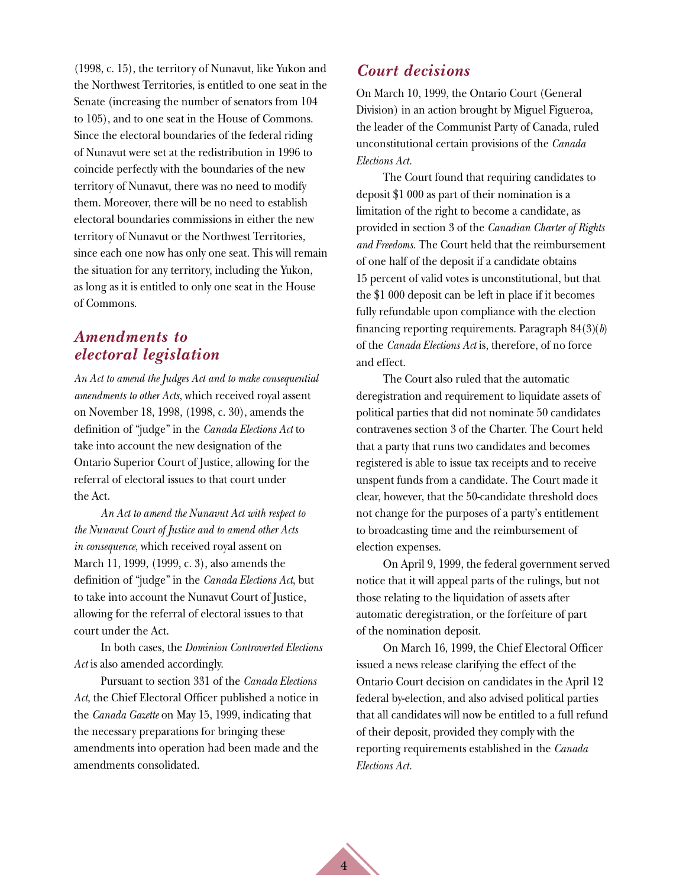(1998, c. 15), the territory of Nunavut, like Yukon and the Northwest Territories, is entitled to one seat in the Senate (increasing the number of senators from 104 to 105), and to one seat in the House of Commons. Since the electoral boundaries of the federal riding of Nunavut were set at the redistribution in 1996 to coincide perfectly with the boundaries of the new territory of Nunavut, there was no need to modify them. Moreover, there will be no need to establish electoral boundaries commissions in either the new territory of Nunavut or the Northwest Territories, since each one now has only one seat. This will remain the situation for any territory, including the Yukon, as long as it is entitled to only one seat in the House of Commons.

## *Amendments to electoral legislation*

*An Act to amend the Judges Act and to make consequential amendments to other Acts*, which received royal assent on November 18, 1998, (1998, c. 30), amends the definition of "judge" in the *Canada Elections Act* to take into account the new designation of the Ontario Superior Court of Justice, allowing for the referral of electoral issues to that court under the Act.

*An Act to amend the Nunavut Act with respect to the Nunavut Court of Justice and to amend other Acts in consequence*, which received royal assent on March 11, 1999, (1999, c. 3), also amends the definition of "judge" in the *Canada Elections Act*, but to take into account the Nunavut Court of Justice, allowing for the referral of electoral issues to that court under the Act.

In both cases, the *Dominion Controverted Elections Act* is also amended accordingly.

Pursuant to section 331 of the *Canada Elections Act*, the Chief Electoral Officer published a notice in the *Canada Gazette* on May 15, 1999, indicating that the necessary preparations for bringing these amendments into operation had been made and the amendments consolidated.

## *Court decisions*

On March 10, 1999, the Ontario Court (General Division) in an action brought by Miguel Figueroa, the leader of the Communist Party of Canada, ruled unconstitutional certain provisions of the *Canada Elections Act*.

The Court found that requiring candidates to deposit $1 000 as part of their nomination is a limitation of the right to become a candidate, as provided in section 3 of the *Canadian Charter of Rights and Freedoms*. The Court held that the reimbursement of one half of the deposit if a candidate obtains 15 percent of valid votes is unconstitutional, but that the $1 000 deposit can be left in place if it becomes fully refundable upon compliance with the election financing reporting requirements. Paragraph 84(3)(*b*) of the *Canada Elections Act* is, therefore, of no force and effect.

The Court also ruled that the automatic deregistration and requirement to liquidate assets of political parties that did not nominate 50 candidates contravenes section 3 of the Charter. The Court held that a party that runs two candidates and becomes registered is able to issue tax receipts and to receive unspent funds from a candidate. The Court made it clear, however, that the 50-candidate threshold does not change for the purposes of a party's entitlement to broadcasting time and the reimbursement of election expenses.

On April 9, 1999, the federal government served notice that it will appeal parts of the rulings, but not those relating to the liquidation of assets after automatic deregistration, or the forfeiture of part of the nomination deposit.

On March 16, 1999, the Chief Electoral Officer issued a news release clarifying the effect of the Ontario Court decision on candidates in the April 12 federal by-election, and also advised political parties that all candidates will now be entitled to a full refund of their deposit, provided they comply with the reporting requirements established in the *Canada Elections Act*.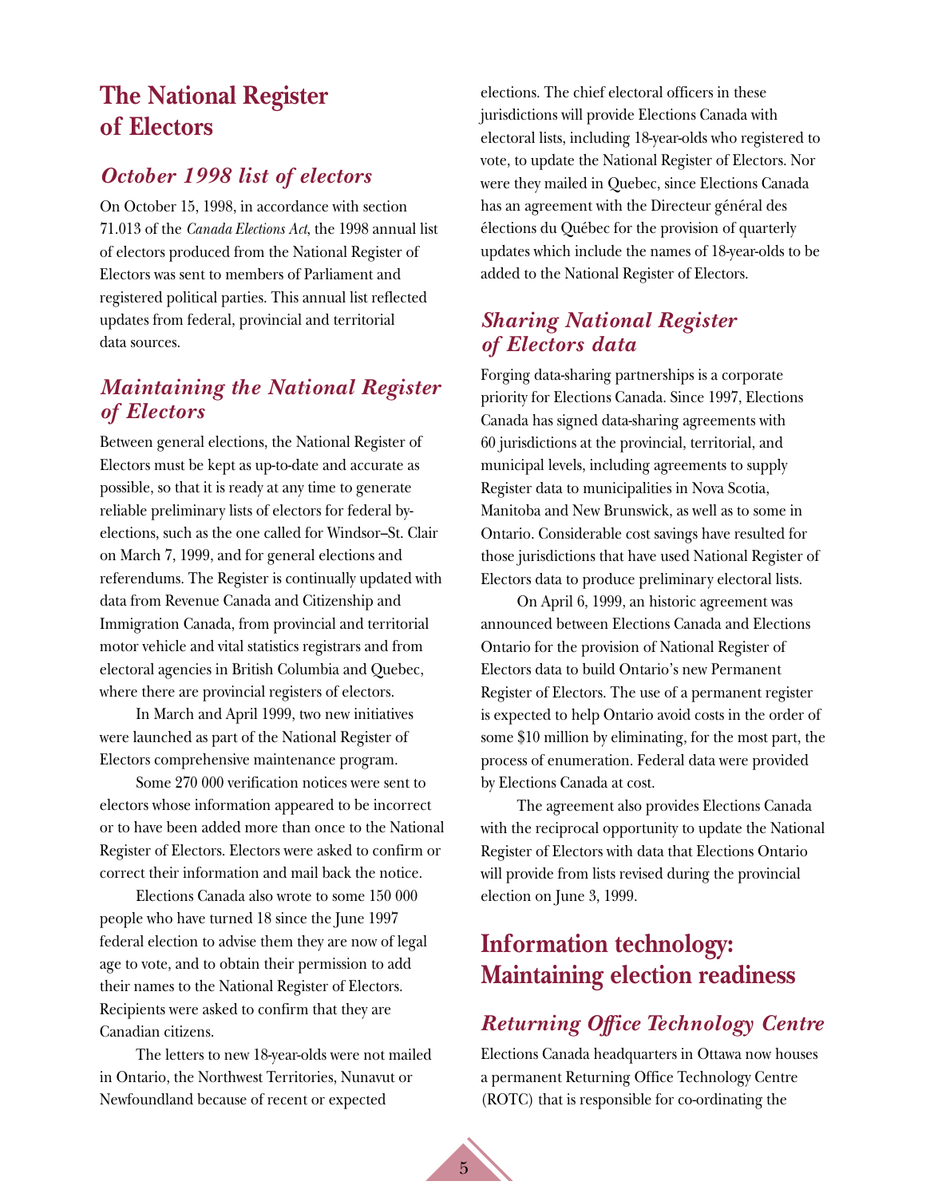# The National Register of Electors

## *October 1998 list of electors*

On October 15, 1998, in accordance with section 71.013 of the *Canada Elections Act*, the 1998 annual list of electors produced from the National Register of Electors was sent to members of Parliament and registered political parties. This annual list reflected updates from federal, provincial and territorial data sources.

## *Maintaining the National Register of Electors*

Between general elections, the National Register of Electors must be kept as up-to-date and accurate as possible, so that it is ready at any time to generate reliable preliminary lists of electors for federal by-elections, such as the one called for Windsor–St. Clair on March 7, 1999, and for general elections and referendums. The Register is continually updated with data from Revenue Canada and Citizenship and Immigration Canada, from provincial and territorial motor vehicle and vital statistics registrars and from electoral agencies in British Columbia and Quebec, where there are provincial registers of electors.

In March and April 1999, two new initiatives were launched as part of the National Register of Electors comprehensive maintenance program.

Some 270 000 verification notices were sent to electors whose information appeared to be incorrect or to have been added more than once to the National Register of Electors. Electors were asked to confirm or correct their information and mail back the notice.

Elections Canada also wrote to some 150 000 people who have turned 18 since the June 1997 federal election to advise them they are now of legal age to vote, and to obtain their permission to add their names to the National Register of Electors. Recipients were asked to confirm that they are Canadian citizens.

The letters to new 18-year-olds were not mailed in Ontario, the Northwest Territories, Nunavut or Newfoundland because of recent or expected elections. The chief electoral officers in these jurisdictions will provide Elections Canada with electoral lists, including 18-year-olds who registered to vote, to update the National Register of Electors. Nor were they mailed in Quebec, since Elections Canada has an agreement with the Directeur général des élections du Québec for the provision of quarterly updates which include the names of 18-year-olds to be added to the National Register of Electors.

## *Sharing National Register of Electors data*

Forging data-sharing partnerships is a corporate priority for Elections Canada. Since 1997, Elections Canada has signed data-sharing agreements with 60 jurisdictions at the provincial, territorial, and municipal levels, including agreements to supply Register data to municipalities in Nova Scotia, Manitoba and New Brunswick, as well as to some in Ontario. Considerable cost savings have resulted for those jurisdictions that have used National Register of Electors data to produce preliminary electoral lists.

On April 6, 1999, an historic agreement was announced between Elections Canada and Elections Ontario for the provision of National Register of Electors data to build Ontario's new Permanent Register of Electors. The use of a permanent register is expected to help Ontario avoid costs in the order of some $10 million by eliminating, for the most part, the process of enumeration. Federal data were provided by Elections Canada at cost.

The agreement also provides Elections Canada with the reciprocal opportunity to update the National Register of Electors with data that Elections Ontario will provide from lists revised during the provincial election on June 3, 1999.

# Information technology: Maintaining election readiness

## *Returning Office Technology Centre*

Elections Canada headquarters in Ottawa now houses a permanent Returning Office Technology Centre (ROTC) that is responsible for co-ordinating the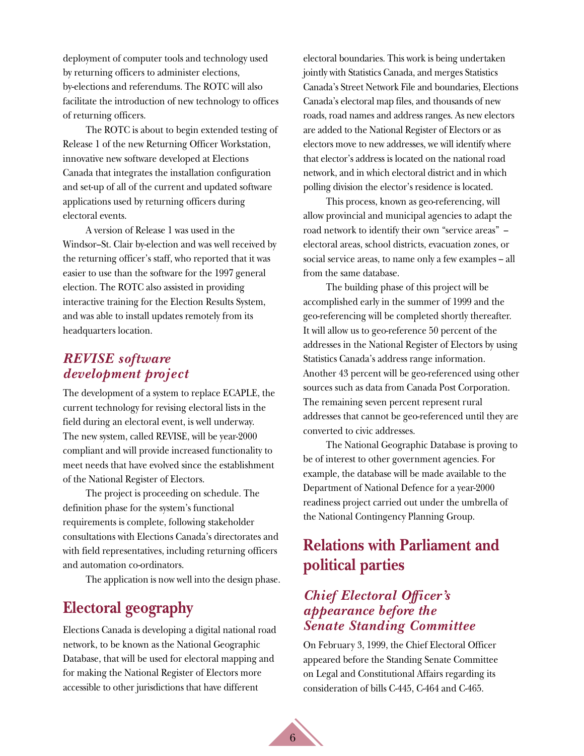deployment of computer tools and technology used by returning officers to administer elections, by-elections and referendums. The ROTC will also facilitate the introduction of new technology to offices of returning officers.

The ROTC is about to begin extended testing of Release 1 of the new Returning Officer Workstation, innovative new software developed at Elections Canada that integrates the installation configuration and set-up of all of the current and updated software applications used by returning officers during electoral events.

A version of Release 1 was used in the Windsor–St. Clair by-election and was well received by the returning officer's staff, who reported that it was easier to use than the software for the 1997 general election. The ROTC also assisted in providing interactive training for the Election Results System, and was able to install updates remotely from its headquarters location.

### *REVISE software development project*

The development of a system to replace ECAPLE, the current technology for revising electoral lists in the field during an electoral event, is well underway. The new system, called REVISE, will be year-2000 compliant and will provide increased functionality to meet needs that have evolved since the establishment of the National Register of Electors.

The project is proceeding on schedule. The definition phase for the system's functional requirements is complete, following stakeholder consultations with Elections Canada's directorates and with field representatives, including returning officers and automation co-ordinators.

The application is now well into the design phase.

## Electoral geography

Elections Canada is developing a digital national road network, to be known as the National Geographic Database, that will be used for electoral mapping and for making the National Register of Electors more accessible to other jurisdictions that have different electoral boundaries. This work is being undertaken jointly with Statistics Canada, and merges Statistics Canada's Street Network File and boundaries, Elections Canada's electoral map files, and thousands of new roads, road names and address ranges. As new electors are added to the National Register of Electors or as electors move to new addresses, we will identify where that elector's address is located on the national road network, and in which electoral district and in which polling division the elector's residence is located.

This process, known as geo-referencing, will allow provincial and municipal agencies to adapt the road network to identify their own "service areas" – electoral areas, school districts, evacuation zones, or social service areas, to name only a few examples – all from the same database.

The building phase of this project will be accomplished early in the summer of 1999 and the geo-referencing will be completed shortly thereafter. It will allow us to geo-reference 50 percent of the addresses in the National Register of Electors by using Statistics Canada's address range information. Another 43 percent will be geo-referenced using other sources such as data from Canada Post Corporation. The remaining seven percent represent rural addresses that cannot be geo-referenced until they are converted to civic addresses.

The National Geographic Database is proving to be of interest to other government agencies. For example, the database will be made available to the Department of National Defence for a year-2000 readiness project carried out under the umbrella of the National Contingency Planning Group.

## Relations with Parliament and political parties

### *Chief Electoral Officer's appearance before the Senate Standing Committee*

On February 3, 1999, the Chief Electoral Officer appeared before the Standing Senate Committee on Legal and Constitutional Affairs regarding its consideration of bills C-445, C-464 and C-465.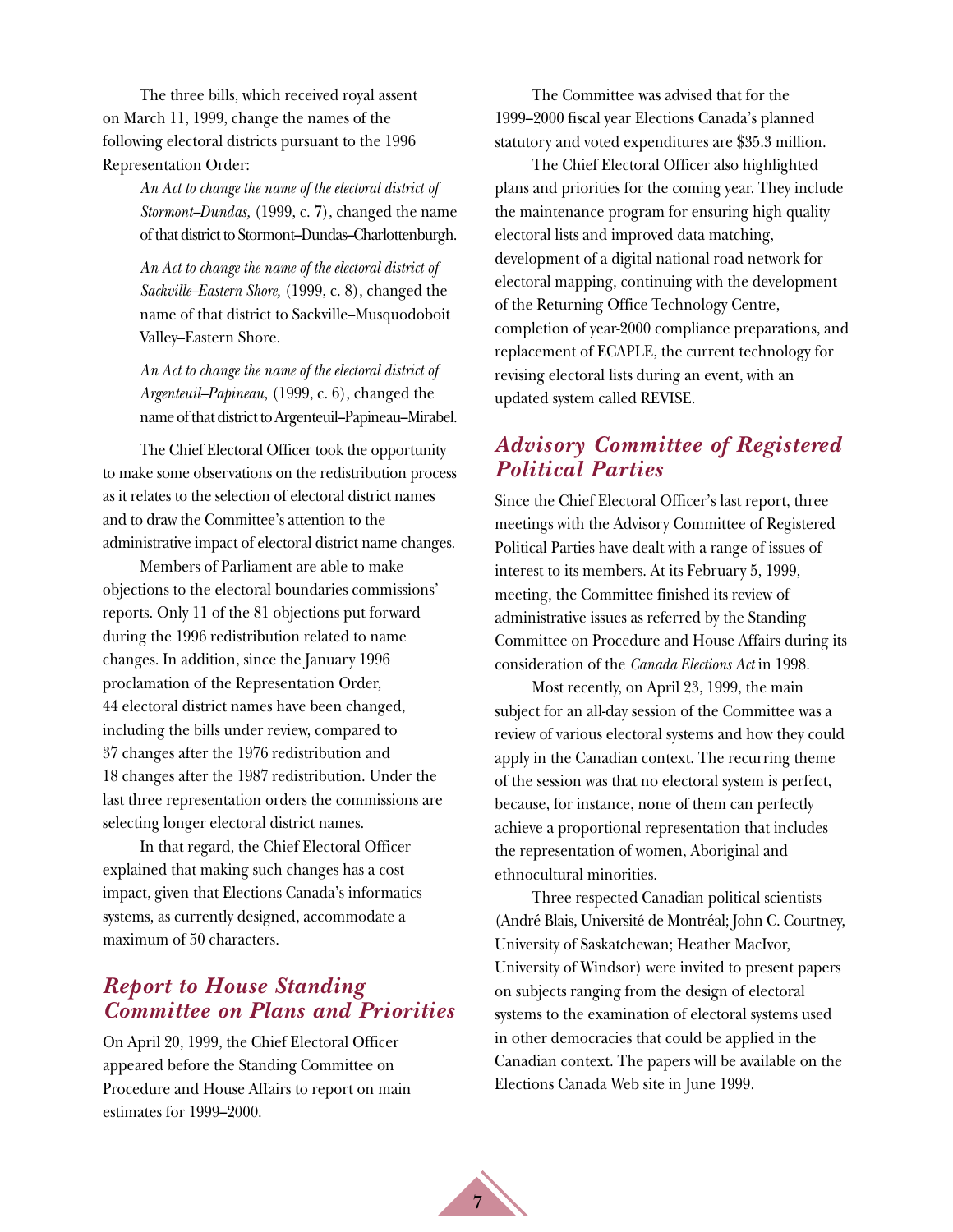The three bills, which received royal assent on March 11, 1999, change the names of the following electoral districts pursuant to the 1996 Representation Order:

> *An Act to change the name of the electoral district of Stormont–Dundas,* (1999, c. 7), changed the name of that district to Stormont–Dundas–Charlottenburgh.
>
> *An Act to change the name of the electoral district of Sackville–Eastern Shore,* (1999, c. 8), changed the name of that district to Sackville–Musquodoboit Valley–Eastern Shore.
>
> *An Act to change the name of the electoral district of Argenteuil–Papineau,* (1999, c. 6), changed the name of that district to Argenteuil–Papineau–Mirabel.

The Chief Electoral Officer took the opportunity to make some observations on the redistribution process as it relates to the selection of electoral district names and to draw the Committee's attention to the administrative impact of electoral district name changes.

Members of Parliament are able to make objections to the electoral boundaries commissions' reports. Only 11 of the 81 objections put forward during the 1996 redistribution related to name changes. In addition, since the January 1996 proclamation of the Representation Order, 44 electoral district names have been changed, including the bills under review, compared to 37 changes after the 1976 redistribution and 18 changes after the 1987 redistribution. Under the last three representation orders the commissions are selecting longer electoral district names.

In that regard, the Chief Electoral Officer explained that making such changes has a cost impact, given that Elections Canada's informatics systems, as currently designed, accommodate a maximum of 50 characters.

## *Report to House Standing Committee on Plans and Priorities*

On April 20, 1999, the Chief Electoral Officer appeared before the Standing Committee on Procedure and House Affairs to report on main estimates for 1999–2000.

The Committee was advised that for the 1999–2000 fiscal year Elections Canada's planned statutory and voted expenditures are $35.3 million.

The Chief Electoral Officer also highlighted plans and priorities for the coming year. They include the maintenance program for ensuring high quality electoral lists and improved data matching, development of a digital national road network for electoral mapping, continuing with the development of the Returning Office Technology Centre, completion of year-2000 compliance preparations, and replacement of ECAPLE, the current technology for revising electoral lists during an event, with an updated system called REVISE.

## *Advisory Committee of Registered Political Parties*

Since the Chief Electoral Officer's last report, three meetings with the Advisory Committee of Registered Political Parties have dealt with a range of issues of interest to its members. At its February 5, 1999, meeting, the Committee finished its review of administrative issues as referred by the Standing Committee on Procedure and House Affairs during its consideration of the *Canada Elections Act* in 1998.

Most recently, on April 23, 1999, the main subject for an all-day session of the Committee was a review of various electoral systems and how they could apply in the Canadian context. The recurring theme of the session was that no electoral system is perfect, because, for instance, none of them can perfectly achieve a proportional representation that includes the representation of women, Aboriginal and ethnocultural minorities.

Three respected Canadian political scientists (André Blais, Université de Montréal; John C. Courtney, University of Saskatchewan; Heather MacIvor, University of Windsor) were invited to present papers on subjects ranging from the design of electoral systems to the examination of electoral systems used in other democracies that could be applied in the Canadian context. The papers will be available on the Elections Canada Web site in June 1999.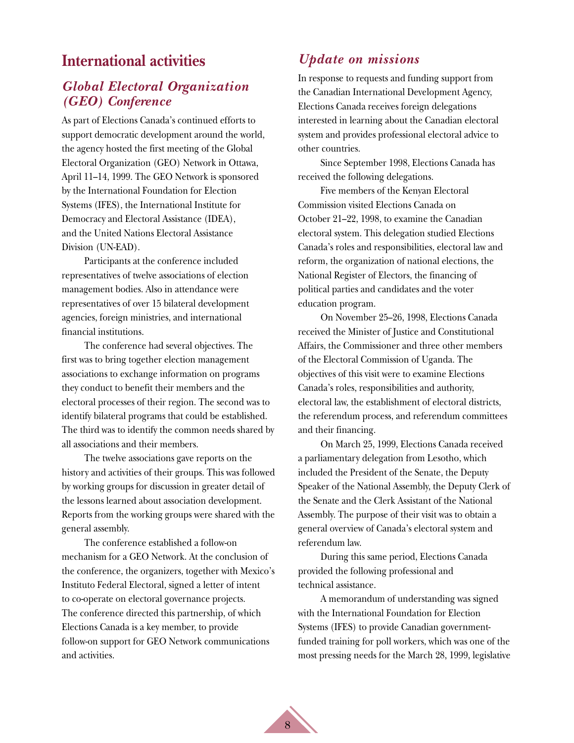## International activities

### *Global Electoral Organization (GEO) Conference*

As part of Elections Canada's continued efforts to support democratic development around the world, the agency hosted the first meeting of the Global Electoral Organization (GEO) Network in Ottawa, April 11–14, 1999. The GEO Network is sponsored by the International Foundation for Election Systems (IFES), the International Institute for Democracy and Electoral Assistance (IDEA), and the United Nations Electoral Assistance Division (UN-EAD).

Participants at the conference included representatives of twelve associations of election management bodies. Also in attendance were representatives of over 15 bilateral development agencies, foreign ministries, and international financial institutions.

The conference had several objectives. The first was to bring together election management associations to exchange information on programs they conduct to benefit their members and the electoral processes of their region. The second was to identify bilateral programs that could be established. The third was to identify the common needs shared by all associations and their members.

The twelve associations gave reports on the history and activities of their groups. This was followed by working groups for discussion in greater detail of the lessons learned about association development. Reports from the working groups were shared with the general assembly.

The conference established a follow-on mechanism for a GEO Network. At the conclusion of the conference, the organizers, together with Mexico's Instituto Federal Electoral, signed a letter of intent to co-operate on electoral governance projects. The conference directed this partnership, of which Elections Canada is a key member, to provide follow-on support for GEO Network communications and activities.

### *Update on missions*

In response to requests and funding support from the Canadian International Development Agency, Elections Canada receives foreign delegations interested in learning about the Canadian electoral system and provides professional electoral advice to other countries.

Since September 1998, Elections Canada has received the following delegations.

Five members of the Kenyan Electoral Commission visited Elections Canada on October 21–22, 1998, to examine the Canadian electoral system. This delegation studied Elections Canada's roles and responsibilities, electoral law and reform, the organization of national elections, the National Register of Electors, the financing of political parties and candidates and the voter education program.

On November 25–26, 1998, Elections Canada received the Minister of Justice and Constitutional Affairs, the Commissioner and three other members of the Electoral Commission of Uganda. The objectives of this visit were to examine Elections Canada's roles, responsibilities and authority, electoral law, the establishment of electoral districts, the referendum process, and referendum committees and their financing.

On March 25, 1999, Elections Canada received a parliamentary delegation from Lesotho, which included the President of the Senate, the Deputy Speaker of the National Assembly, the Deputy Clerk of the Senate and the Clerk Assistant of the National Assembly. The purpose of their visit was to obtain a general overview of Canada's electoral system and referendum law.

During this same period, Elections Canada provided the following professional and technical assistance.

A memorandum of understanding was signed with the International Foundation for Election Systems (IFES) to provide Canadian government-funded training for poll workers, which was one of the most pressing needs for the March 28, 1999, legislative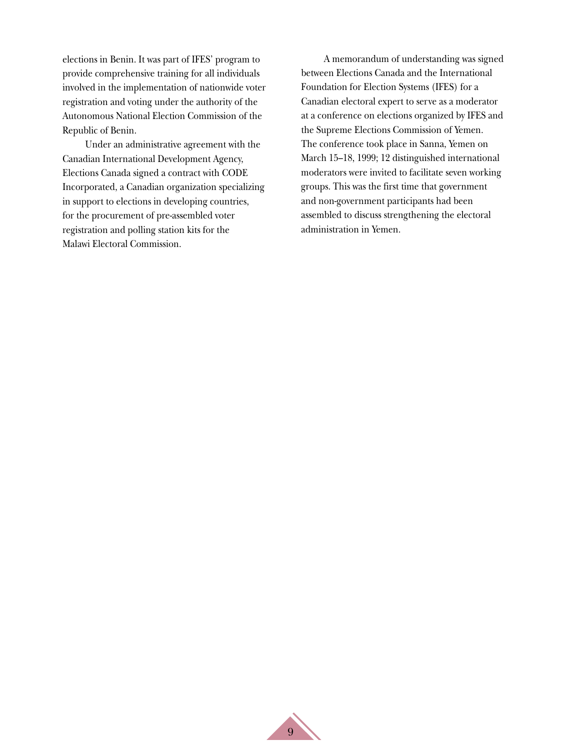elections in Benin. It was part of IFES' program to provide comprehensive training for all individuals involved in the implementation of nationwide voter registration and voting under the authority of the Autonomous National Election Commission of the Republic of Benin.

Under an administrative agreement with the Canadian International Development Agency, Elections Canada signed a contract with CODE Incorporated, a Canadian organization specializing in support to elections in developing countries, for the procurement of pre-assembled voter registration and polling station kits for the Malawi Electoral Commission.

A memorandum of understanding was signed between Elections Canada and the International Foundation for Election Systems (IFES) for a Canadian electoral expert to serve as a moderator at a conference on elections organized by IFES and the Supreme Elections Commission of Yemen. The conference took place in Sanna, Yemen on March 15–18, 1999; 12 distinguished international moderators were invited to facilitate seven working groups. This was the first time that government and non-government participants had been assembled to discuss strengthening the electoral administration in Yemen.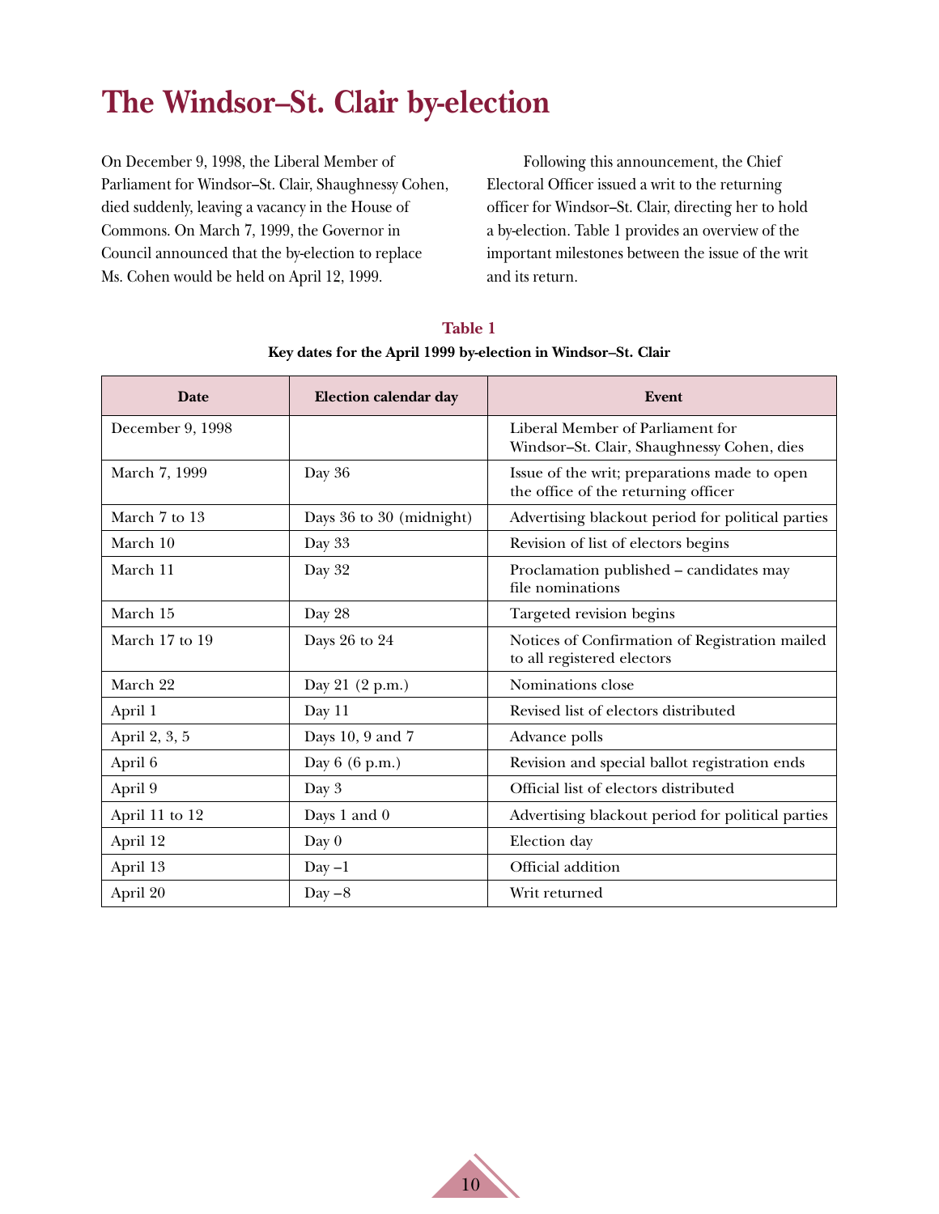# The Windsor–St. Clair by-election

On December 9, 1998, the Liberal Member of Parliament for Windsor–St. Clair, Shaughnessy Cohen, died suddenly, leaving a vacancy in the House of Commons. On March 7, 1999, the Governor in Council announced that the by-election to replace Ms. Cohen would be held on April 12, 1999.

Following this announcement, the Chief Electoral Officer issued a writ to the returning officer for Windsor–St. Clair, directing her to hold a by-election. Table 1 provides an overview of the important milestones between the issue of the writ and its return.

**Table 1**

**Key dates for the April 1999 by-election in Windsor–St. Clair**

| Date | Election calendar day | Event |
|---|---|---|
| December 9, 1998 | | Liberal Member of Parliament for Windsor–St. Clair, Shaughnessy Cohen, dies |
| March 7, 1999 | Day 36 | Issue of the writ; preparations made to open the office of the returning officer |
| March 7 to 13 | Days 36 to 30 (midnight) | Advertising blackout period for political parties |
| March 10 | Day 33 | Revision of list of electors begins |
| March 11 | Day 32 | Proclamation published – candidates may file nominations |
| March 15 | Day 28 | Targeted revision begins |
| March 17 to 19 | Days 26 to 24 | Notices of Confirmation of Registration mailed to all registered electors |
| March 22 | Day 21 (2 p.m.) | Nominations close |
| April 1 | Day 11 | Revised list of electors distributed |
| April 2, 3, 5 | Days 10, 9 and 7 | Advance polls |
| April 6 | Day 6 (6 p.m.) | Revision and special ballot registration ends |
| April 9 | Day 3 | Official list of electors distributed |
| April 11 to 12 | Days 1 and 0 | Advertising blackout period for political parties |
| April 12 | Day 0 | Election day |
| April 13 | Day –1 | Official addition |
| April 20 | Day –8 | Writ returned |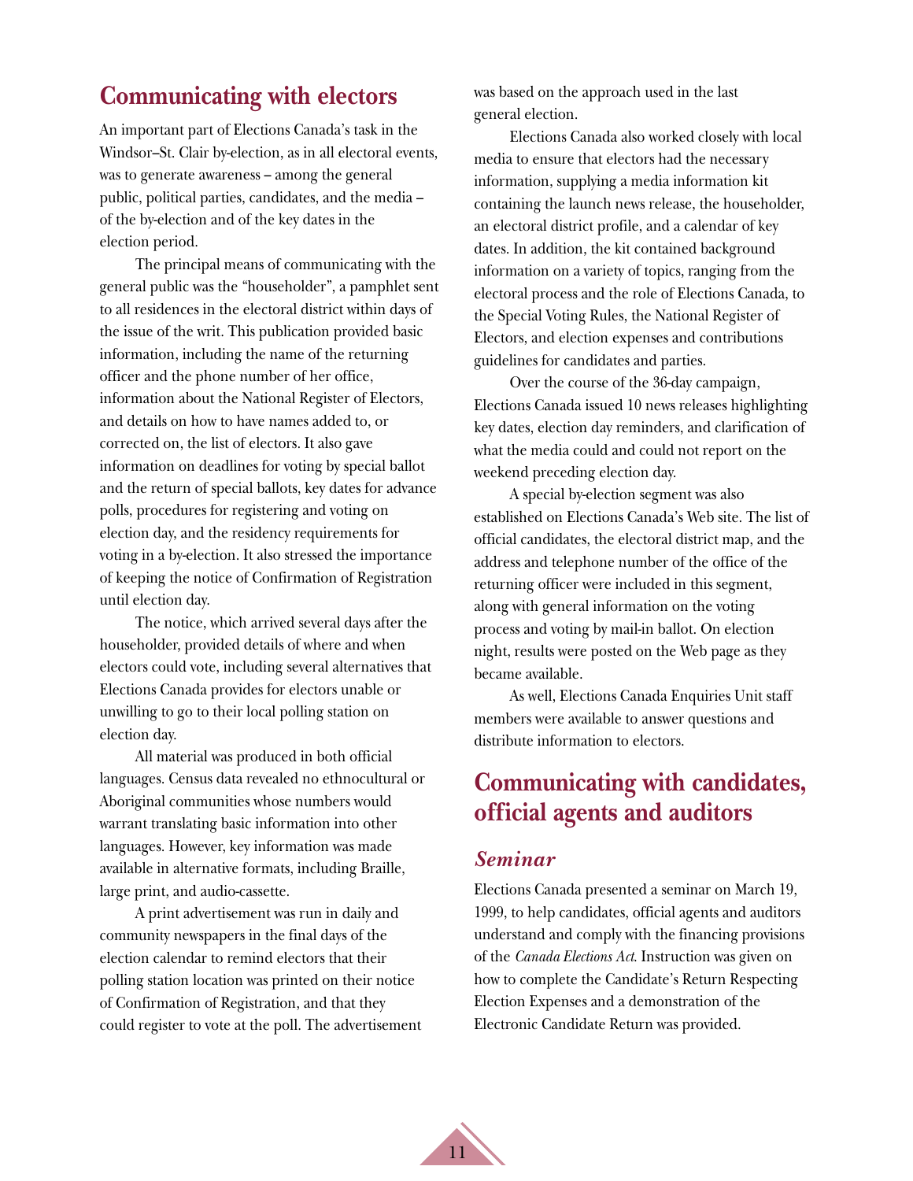## Communicating with electors

An important part of Elections Canada's task in the Windsor–St. Clair by-election, as in all electoral events, was to generate awareness – among the general public, political parties, candidates, and the media – of the by-election and of the key dates in the election period.

The principal means of communicating with the general public was the "householder", a pamphlet sent to all residences in the electoral district within days of the issue of the writ. This publication provided basic information, including the name of the returning officer and the phone number of her office, information about the National Register of Electors, and details on how to have names added to, or corrected on, the list of electors. It also gave information on deadlines for voting by special ballot and the return of special ballots, key dates for advance polls, procedures for registering and voting on election day, and the residency requirements for voting in a by-election. It also stressed the importance of keeping the notice of Confirmation of Registration until election day.

The notice, which arrived several days after the householder, provided details of where and when electors could vote, including several alternatives that Elections Canada provides for electors unable or unwilling to go to their local polling station on election day.

All material was produced in both official languages. Census data revealed no ethnocultural or Aboriginal communities whose numbers would warrant translating basic information into other languages. However, key information was made available in alternative formats, including Braille, large print, and audio-cassette.

A print advertisement was run in daily and community newspapers in the final days of the election calendar to remind electors that their polling station location was printed on their notice of Confirmation of Registration, and that they could register to vote at the poll. The advertisement was based on the approach used in the last general election.

Elections Canada also worked closely with local media to ensure that electors had the necessary information, supplying a media information kit containing the launch news release, the householder, an electoral district profile, and a calendar of key dates. In addition, the kit contained background information on a variety of topics, ranging from the electoral process and the role of Elections Canada, to the Special Voting Rules, the National Register of Electors, and election expenses and contributions guidelines for candidates and parties.

Over the course of the 36-day campaign, Elections Canada issued 10 news releases highlighting key dates, election day reminders, and clarification of what the media could and could not report on the weekend preceding election day.

A special by-election segment was also established on Elections Canada's Web site. The list of official candidates, the electoral district map, and the address and telephone number of the office of the returning officer were included in this segment, along with general information on the voting process and voting by mail-in ballot. On election night, results were posted on the Web page as they became available.

As well, Elections Canada Enquiries Unit staff members were available to answer questions and distribute information to electors.

## Communicating with candidates, official agents and auditors

### *Seminar*

Elections Canada presented a seminar on March 19, 1999, to help candidates, official agents and auditors understand and comply with the financing provisions of the *Canada Elections Act*. Instruction was given on how to complete the Candidate's Return Respecting Election Expenses and a demonstration of the Electronic Candidate Return was provided.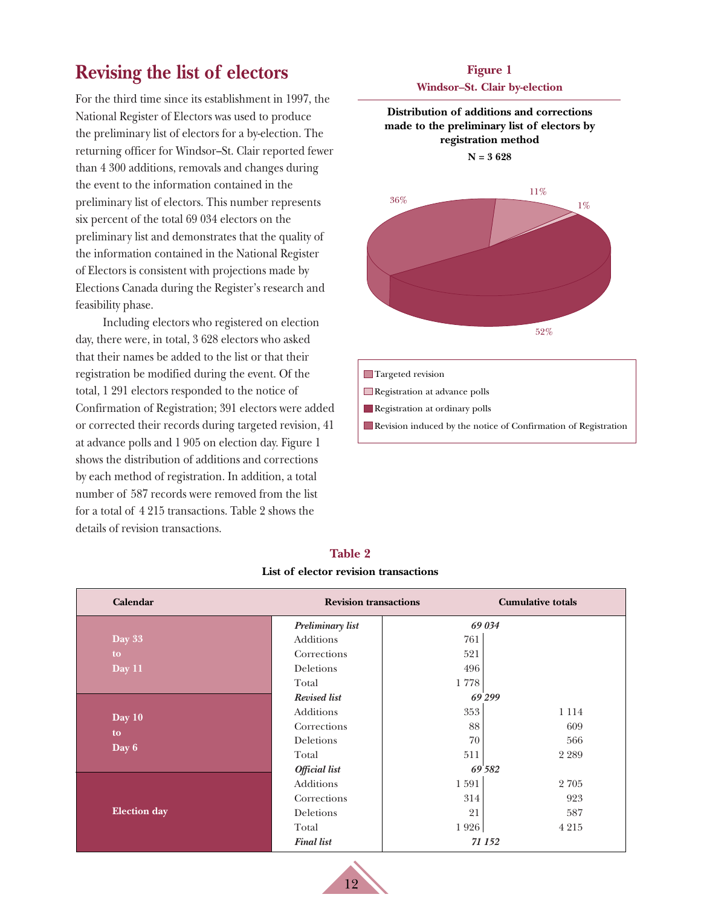## Revising the list of electors

For the third time since its establishment in 1997, the National Register of Electors was used to produce the preliminary list of electors for a by-election. The returning officer for Windsor–St. Clair reported fewer than 4 300 additions, removals and changes during the event to the information contained in the preliminary list of electors. This number represents six percent of the total 69 034 electors on the preliminary list and demonstrates that the quality of the information contained in the National Register of Electors is consistent with projections made by Elections Canada during the Register's research and feasibility phase.

Including electors who registered on election day, there were, in total, 3 628 electors who asked that their names be added to the list or that their registration be modified during the event. Of the total, 1 291 electors responded to the notice of Confirmation of Registration; 391 electors were added or corrected their records during targeted revision, 41 at advance polls and 1 905 on election day. Figure 1 shows the distribution of additions and corrections by each method of registration. In addition, a total number of 587 records were removed from the list for a total of 4 215 transactions. Table 2 shows the details of revision transactions.

**Figure 1**
**Windsor–St. Clair by-election**

**Distribution of additions and corrections made to the preliminary list of electors by registration method**
**N = 3 628**

- Targeted revision: 11%
- Registration at advance polls: 1%
- Registration at ordinary polls: 52%
- Revision induced by the notice of Confirmation of Registration: 36%

**Table 2**
**List of elector revision transactions**

| Calendar | Revision transactions | | Cumulative totals |
|---|---|---|---|
| | ***Preliminary list*** | ***69 034*** | |
| Day 33 to Day 11 | Additions | 761 | |
| | Corrections | 521 | |
| | Deletions | 496 | |
| | Total | 1 778 | |
| | ***Revised list*** | ***69 299*** | |
| Day 10 to Day 6 | Additions | 353 | 1 114 |
| | Corrections | 88 | 609 |
| | Deletions | 70 | 566 |
| | Total | 511 | 2 289 |
| | ***Official list*** | ***69 582*** | |
| Election day | Additions | 1 591 | 2 705 |
| | Corrections | 314 | 923 |
| | Deletions | 21 | 587 |
| | Total | 1 926 | 4 215 |
| | ***Final list*** | ***71 152*** | |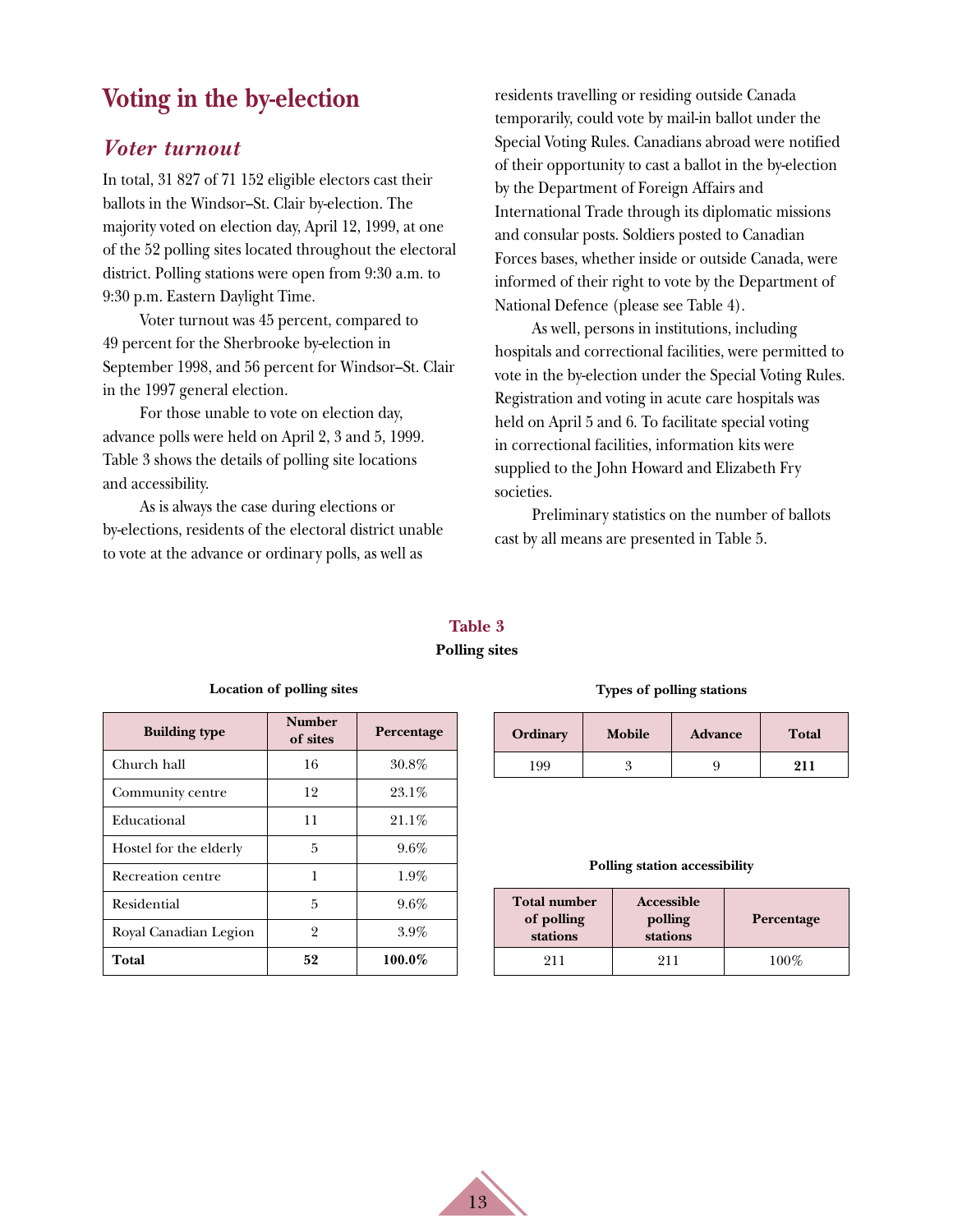## Voting in the by-election

### *Voter turnout*

In total, 31 827 of 71 152 eligible electors cast their ballots in the Windsor–St. Clair by-election. The majority voted on election day, April 12, 1999, at one of the 52 polling sites located throughout the electoral district. Polling stations were open from 9:30 a.m. to 9:30 p.m. Eastern Daylight Time.

Voter turnout was 45 percent, compared to 49 percent for the Sherbrooke by-election in September 1998, and 56 percent for Windsor–St. Clair in the 1997 general election.

For those unable to vote on election day, advance polls were held on April 2, 3 and 5, 1999. Table 3 shows the details of polling site locations and accessibility.

As is always the case during elections or by-elections, residents of the electoral district unable to vote at the advance or ordinary polls, as well as residents travelling or residing outside Canada temporarily, could vote by mail-in ballot under the Special Voting Rules. Canadians abroad were notified of their opportunity to cast a ballot in the by-election by the Department of Foreign Affairs and International Trade through its diplomatic missions and consular posts. Soldiers posted to Canadian Forces bases, whether inside or outside Canada, were informed of their right to vote by the Department of National Defence (please see Table 4).

As well, persons in institutions, including hospitals and correctional facilities, were permitted to vote in the by-election under the Special Voting Rules. Registration and voting in acute care hospitals was held on April 5 and 6. To facilitate special voting in correctional facilities, information kits were supplied to the John Howard and Elizabeth Fry societies.

Preliminary statistics on the number of ballots cast by all means are presented in Table 5.

**Table 3**
**Polling sites**

**Location of polling sites**

| Building type | Number of sites | Percentage |
|---|---|---|
| Church hall | 16 | 30.8% |
| Community centre | 12 | 23.1% |
| Educational | 11 | 21.1% |
| Hostel for the elderly | 5 | 9.6% |
| Recreation centre | 1 | 1.9% |
| Residential | 5 | 9.6% |
| Royal Canadian Legion | 2 | 3.9% |
| **Total** | **52** | **100.0%** |

**Types of polling stations**

| Ordinary | Mobile | Advance | Total |
|---|---|---|---|
| 199 | 3 | 9 | **211** |

**Polling station accessibility**

| Total number of polling stations | Accessible polling stations | Percentage |
|---|---|---|
| 211 | 211 | 100% |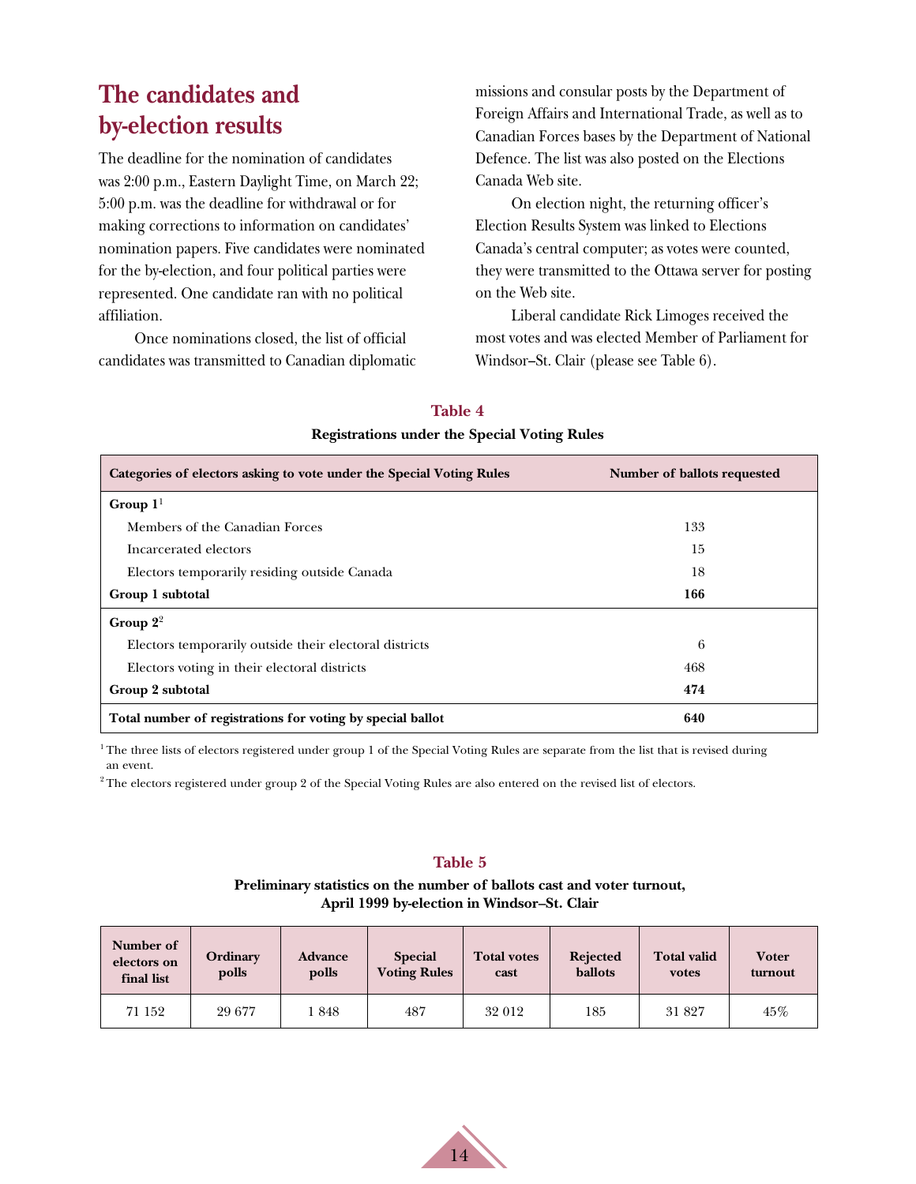## The candidates and by-election results

The deadline for the nomination of candidates was 2:00 p.m., Eastern Daylight Time, on March 22; 5:00 p.m. was the deadline for withdrawal or for making corrections to information on candidates' nomination papers. Five candidates were nominated for the by-election, and four political parties were represented. One candidate ran with no political affiliation.

Once nominations closed, the list of official candidates was transmitted to Canadian diplomatic missions and consular posts by the Department of Foreign Affairs and International Trade, as well as to Canadian Forces bases by the Department of National Defence. The list was also posted on the Elections Canada Web site.

On election night, the returning officer's Election Results System was linked to Elections Canada's central computer; as votes were counted, they were transmitted to the Ottawa server for posting on the Web site.

Liberal candidate Rick Limoges received the most votes and was elected Member of Parliament for Windsor–St. Clair (please see Table 6).

**Table 4**

**Registrations under the Special Voting Rules**

| Categories of electors asking to vote under the Special Voting Rules | Number of ballots requested |
|---|---|
| **Group 1**[1] | |
| Members of the Canadian Forces | 133 |
| Incarcerated electors | 15 |
| Electors temporarily residing outside Canada | 18 |
| **Group 1 subtotal** | **166** |
| **Group 2**[2] | |
| Electors temporarily outside their electoral districts | 6 |
| Electors voting in their electoral districts | 468 |
| **Group 2 subtotal** | **474** |
| **Total number of registrations for voting by special ballot** | **640** |

[1] The three lists of electors registered under group 1 of the Special Voting Rules are separate from the list that is revised during an event.

[2] The electors registered under group 2 of the Special Voting Rules are also entered on the revised list of electors.

**Table 5**

**Preliminary statistics on the number of ballots cast and voter turnout, April 1999 by-election in Windsor–St. Clair**

| Number of electors on final list | Ordinary polls | Advance polls | Special Voting Rules | Total votes cast | Rejected ballots | Total valid votes | Voter turnout |
|---|---|---|---|---|---|---|---|
| 71 152 | 29 677 | 1 848 | 487 | 32 012 | 185 | 31 827 | 45% |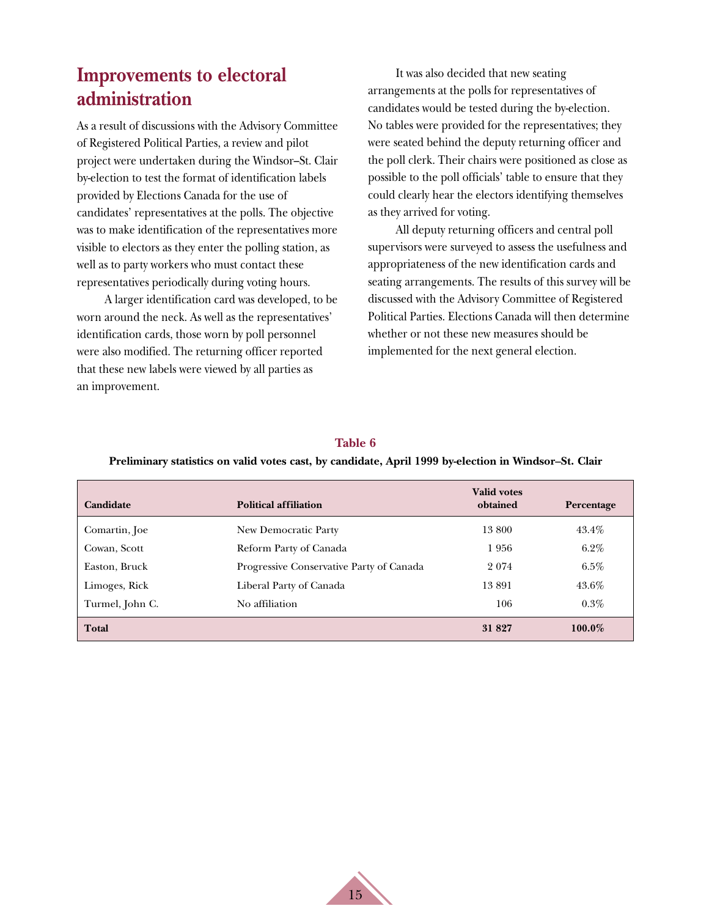## Improvements to electoral administration

As a result of discussions with the Advisory Committee of Registered Political Parties, a review and pilot project were undertaken during the Windsor–St. Clair by-election to test the format of identification labels provided by Elections Canada for the use of candidates' representatives at the polls. The objective was to make identification of the representatives more visible to electors as they enter the polling station, as well as to party workers who must contact these representatives periodically during voting hours.

A larger identification card was developed, to be worn around the neck. As well as the representatives' identification cards, those worn by poll personnel were also modified. The returning officer reported that these new labels were viewed by all parties as an improvement.

It was also decided that new seating arrangements at the polls for representatives of candidates would be tested during the by-election. No tables were provided for the representatives; they were seated behind the deputy returning officer and the poll clerk. Their chairs were positioned as close as possible to the poll officials' table to ensure that they could clearly hear the electors identifying themselves as they arrived for voting.

All deputy returning officers and central poll supervisors were surveyed to assess the usefulness and appropriateness of the new identification cards and seating arrangements. The results of this survey will be discussed with the Advisory Committee of Registered Political Parties. Elections Canada will then determine whether or not these new measures should be implemented for the next general election.

**Table 6**

**Preliminary statistics on valid votes cast, by candidate, April 1999 by-election in Windsor–St. Clair**

| Candidate | Political affiliation | Valid votes obtained | Percentage |
|---|---|---|---|
| Comartin, Joe | New Democratic Party | 13 800 | 43.4% |
| Cowan, Scott | Reform Party of Canada | 1 956 | 6.2% |
| Easton, Bruck | Progressive Conservative Party of Canada | 2 074 | 6.5% |
| Limoges, Rick | Liberal Party of Canada | 13 891 | 43.6% |
| Turmel, John C. | No affiliation | 106 | 0.3% |
| **Total** | | **31 827** | **100.0%** |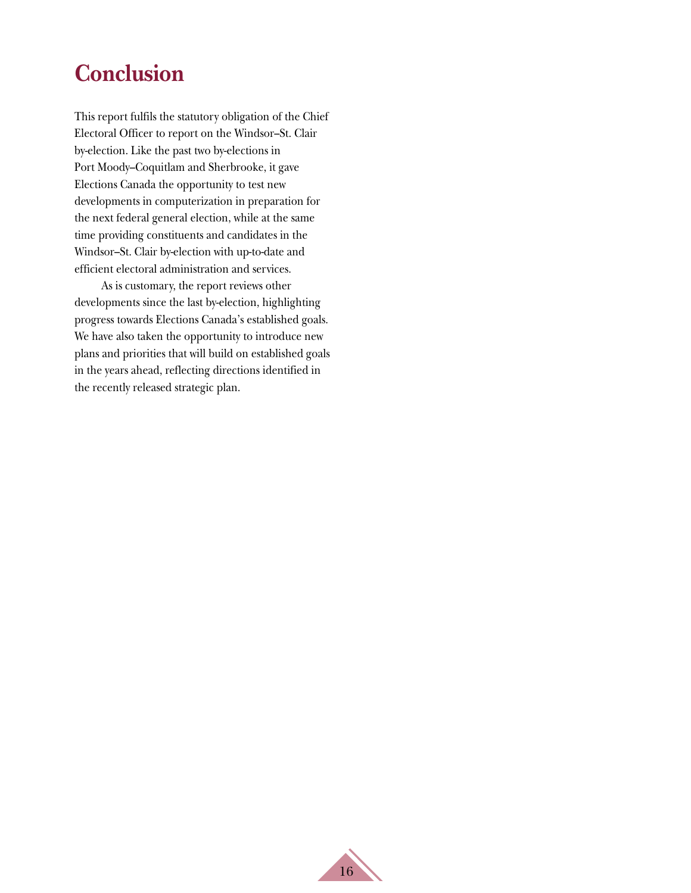# Conclusion

This report fulfils the statutory obligation of the Chief Electoral Officer to report on the Windsor–St. Clair by-election. Like the past two by-elections in Port Moody–Coquitlam and Sherbrooke, it gave Elections Canada the opportunity to test new developments in computerization in preparation for the next federal general election, while at the same time providing constituents and candidates in the Windsor–St. Clair by-election with up-to-date and efficient electoral administration and services.

As is customary, the report reviews other developments since the last by-election, highlighting progress towards Elections Canada's established goals. We have also taken the opportunity to introduce new plans and priorities that will build on established goals in the years ahead, reflecting directions identified in the recently released strategic plan.